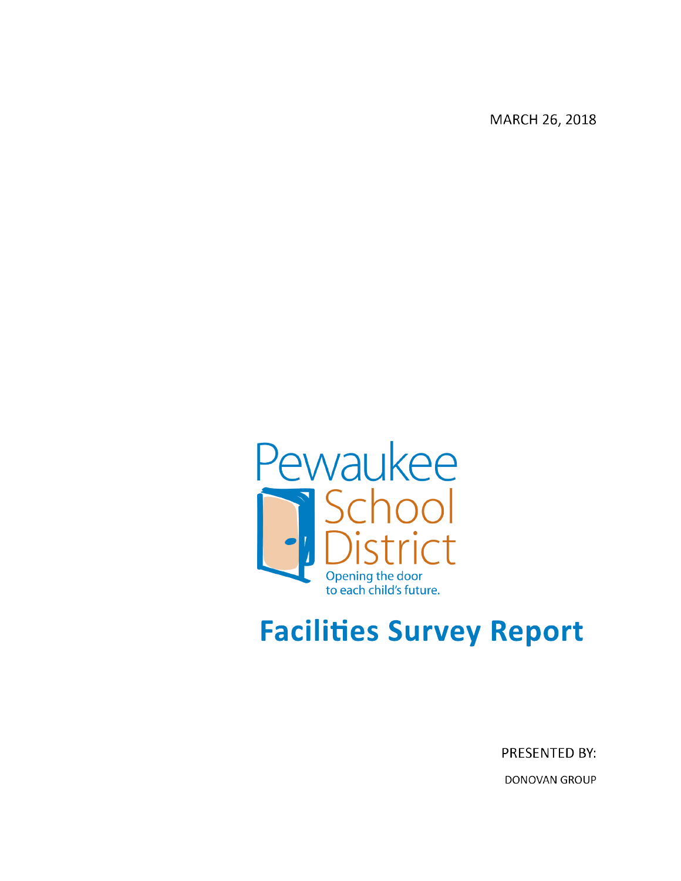MARCH 26, 2018

Pewaukee School District

Opening the door to each child's future.

# Facilities Survey Report

PRESENTED BY:

DONOVAN GROUP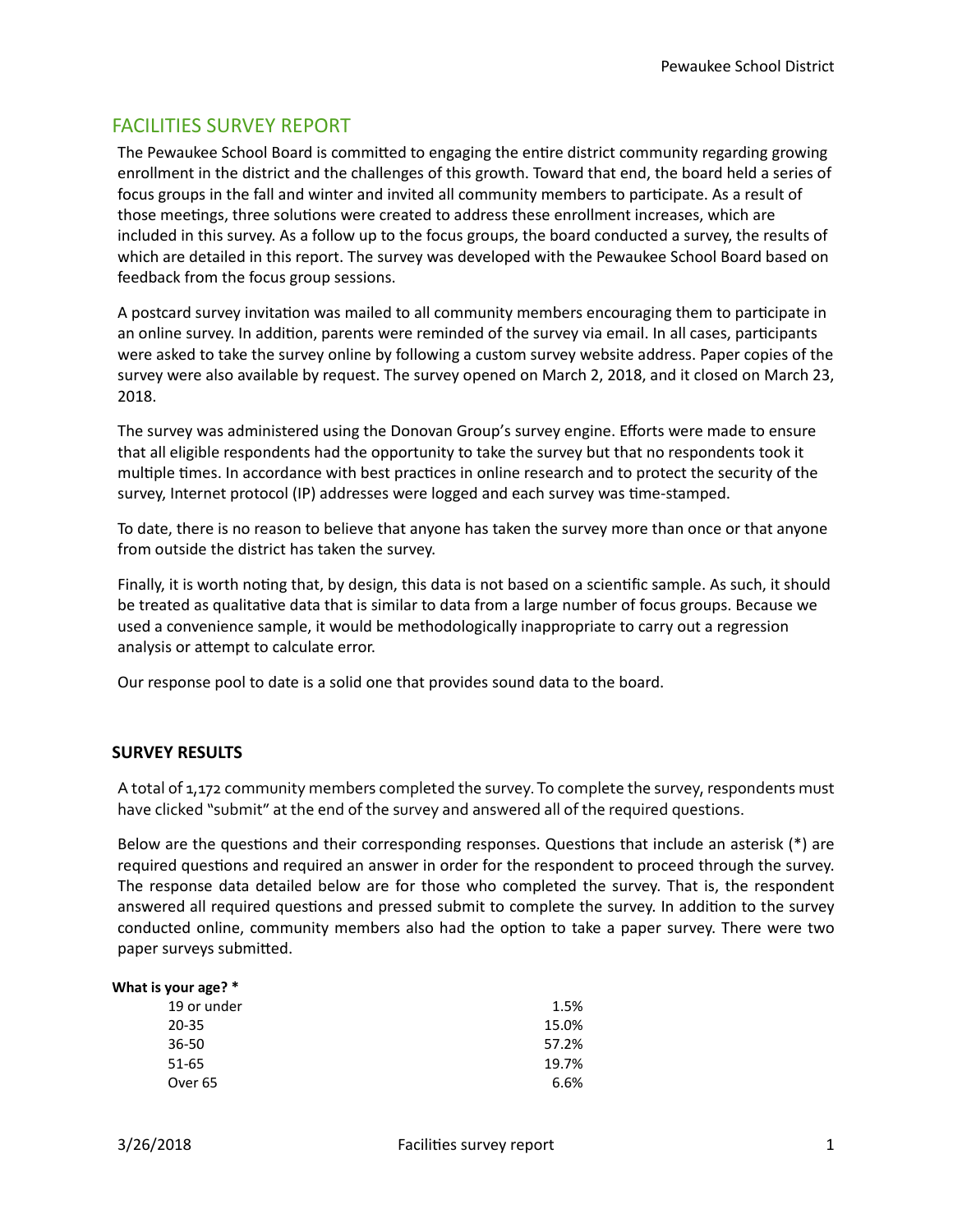# FACILITIES SURVEY REPORT

The Pewaukee School Board is committed to engaging the entire district community regarding growing enrollment in the district and the challenges of this growth. Toward that end, the board held a series of focus groups in the fall and winter and invited all community members to participate. As a result of those meetings, three solutions were created to address these enrollment increases, which are included in this survey. As a follow up to the focus groups, the board conducted a survey, the results of which are detailed in this report. The survey was developed with the Pewaukee School Board based on feedback from the focus group sessions.

A postcard survey invitation was mailed to all community members encouraging them to participate in an online survey. In addition, parents were reminded of the survey via email. In all cases, participants were asked to take the survey online by following a custom survey website address. Paper copies of the survey were also available by request. The survey opened on March 2, 2018, and it closed on March 23, 2018.

The survey was administered using the Donovan Group's survey engine. Efforts were made to ensure that all eligible respondents had the opportunity to take the survey but that no respondents took it multiple times. In accordance with best practices in online research and to protect the security of the survey, Internet protocol (IP) addresses were logged and each survey was time-stamped.

To date, there is no reason to believe that anyone has taken the survey more than once or that anyone from outside the district has taken the survey.

Finally, it is worth noting that, by design, this data is not based on a scientific sample. As such, it should be treated as qualitative data that is similar to data from a large number of focus groups. Because we used a convenience sample, it would be methodologically inappropriate to carry out a regression analysis or attempt to calculate error.

Our response pool to date is a solid one that provides sound data to the board.

## SURVEY RESULTS

A total of 1,172 community members completed the survey. To complete the survey, respondents must have clicked "submit" at the end of the survey and answered all of the required questions.

Below are the questions and their corresponding responses. Questions that include an asterisk (*) are required questions and required an answer in order for the respondent to proceed through the survey. The response data detailed below are for those who completed the survey. That is, the respondent answered all required questions and pressed submit to complete the survey. In addition to the survey conducted online, community members also had the option to take a paper survey. There were two paper surveys submitted.

**What is your age? ***

| Response | Percent |
|---|---|
| 19 or under | 1.5% |
| 20-35 | 15.0% |
| 36-50 | 57.2% |
| 51-65 | 19.7% |
| Over 65 | 6.6% |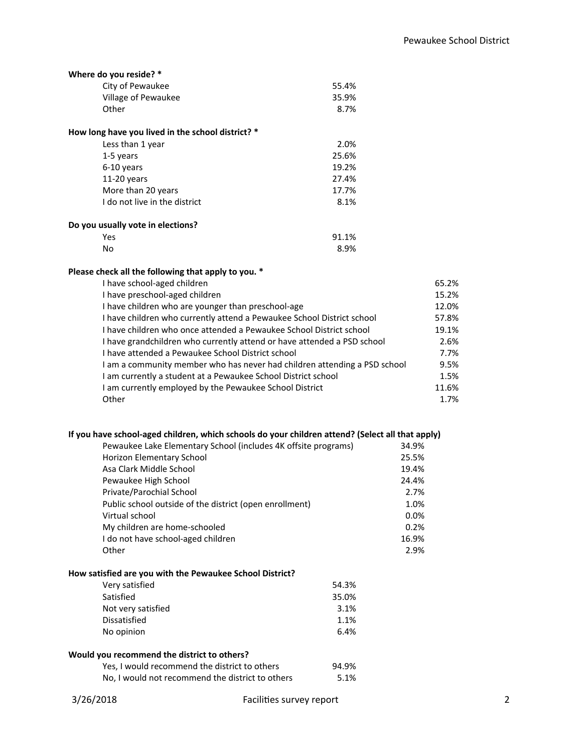**Where do you reside? ***

| | |
|---|---|
| City of Pewaukee | 55.4% |
| Village of Pewaukee | 35.9% |
| Other | 8.7% |

**How long have you lived in the school district? ***

| | |
|---|---|
| Less than 1 year | 2.0% |
| 1-5 years | 25.6% |
| 6-10 years | 19.2% |
| 11-20 years | 27.4% |
| More than 20 years | 17.7% |
| I do not live in the district | 8.1% |

**Do you usually vote in elections?**

| | |
|---|---|
| Yes | 91.1% |
| No | 8.9% |

**Please check all the following that apply to you. ***

| | |
|---|---|
| I have school-aged children | 65.2% |
| I have preschool-aged children | 15.2% |
| I have children who are younger than preschool-age | 12.0% |
| I have children who currently attend a Pewaukee School District school | 57.8% |
| I have children who once attended a Pewaukee School District school | 19.1% |
| I have grandchildren who currently attend or have attended a PSD school | 2.6% |
| I have attended a Pewaukee School District school | 7.7% |
| I am a community member who has never had children attending a PSD school | 9.5% |
| I am currently a student at a Pewaukee School District school | 1.5% |
| I am currently employed by the Pewaukee School District | 11.6% |
| Other | 1.7% |

**If you have school-aged children, which schools do your children attend? (Select all that apply)**

| | |
|---|---|
| Pewaukee Lake Elementary School (includes 4K offsite programs) | 34.9% |
| Horizon Elementary School | 25.5% |
| Asa Clark Middle School | 19.4% |
| Pewaukee High School | 24.4% |
| Private/Parochial School | 2.7% |
| Public school outside of the district (open enrollment) | 1.0% |
| Virtual school | 0.0% |
| My children are home-schooled | 0.2% |
| I do not have school-aged children | 16.9% |
| Other | 2.9% |

**How satisfied are you with the Pewaukee School District?**

| | |
|---|---|
| Very satisfied | 54.3% |
| Satisfied | 35.0% |
| Not very satisfied | 3.1% |
| Dissatisfied | 1.1% |
| No opinion | 6.4% |

**Would you recommend the district to others?**

| | |
|---|---|
| Yes, I would recommend the district to others | 94.9% |
| No, I would not recommend the district to others | 5.1% |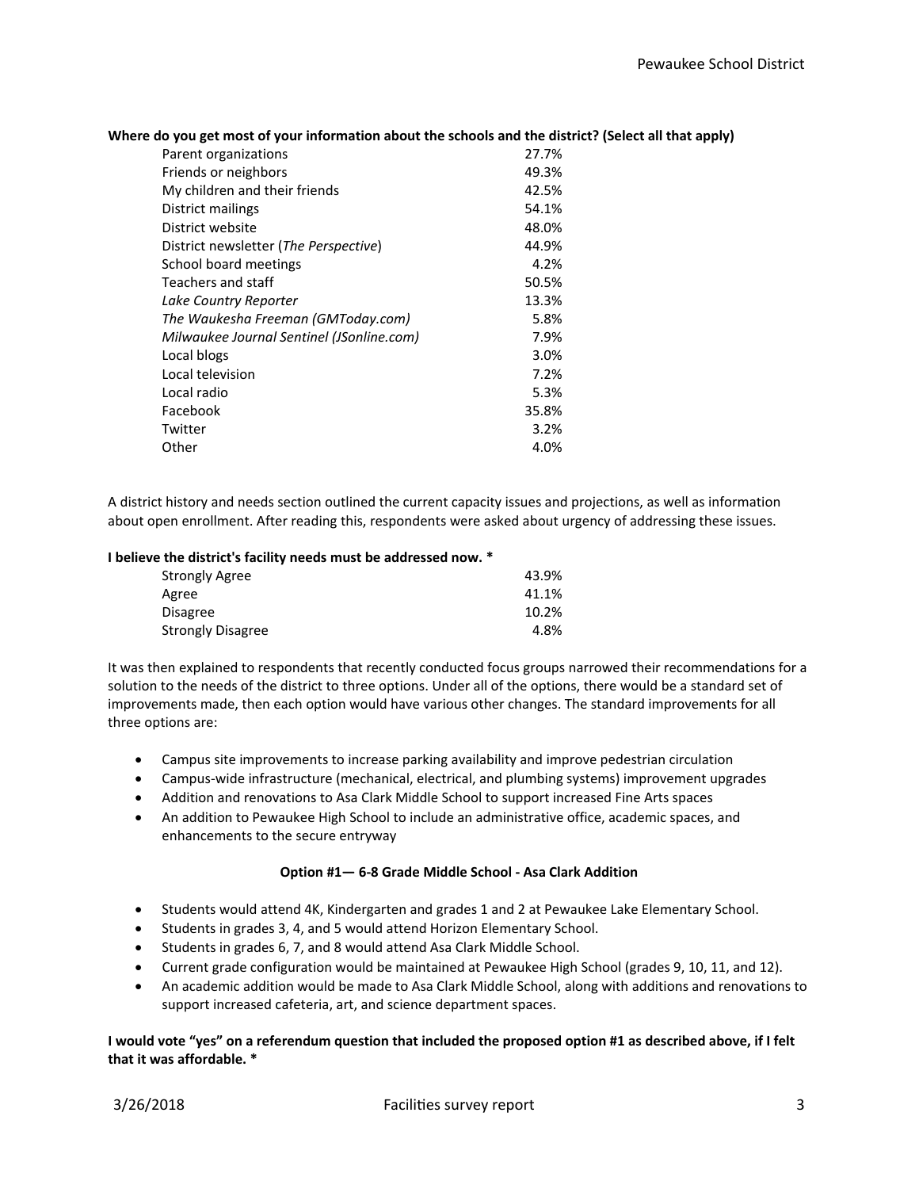**Where do you get most of your information about the schools and the district? (Select all that apply)**

| | |
|---|---|
| Parent organizations | 27.7% |
| Friends or neighbors | 49.3% |
| My children and their friends | 42.5% |
| District mailings | 54.1% |
| District website | 48.0% |
| District newsletter (*The Perspective*) | 44.9% |
| School board meetings | 4.2% |
| Teachers and staff | 50.5% |
| *Lake Country Reporter* | 13.3% |
| *The Waukesha Freeman (GMToday.com)* | 5.8% |
| *Milwaukee Journal Sentinel (JSonline.com)* | 7.9% |
| Local blogs | 3.0% |
| Local television | 7.2% |
| Local radio | 5.3% |
| Facebook | 35.8% |
| Twitter | 3.2% |
| Other | 4.0% |

A district history and needs section outlined the current capacity issues and projections, as well as information about open enrollment. After reading this, respondents were asked about urgency of addressing these issues.

**I believe the district's facility needs must be addressed now. ***

| | |
|---|---|
| Strongly Agree | 43.9% |
| Agree | 41.1% |
| Disagree | 10.2% |
| Strongly Disagree | 4.8% |

It was then explained to respondents that recently conducted focus groups narrowed their recommendations for a solution to the needs of the district to three options. Under all of the options, there would be a standard set of improvements made, then each option would have various other changes. The standard improvements for all three options are:

- Campus site improvements to increase parking availability and improve pedestrian circulation
- Campus-wide infrastructure (mechanical, electrical, and plumbing systems) improvement upgrades
- Addition and renovations to Asa Clark Middle School to support increased Fine Arts spaces
- An addition to Pewaukee High School to include an administrative office, academic spaces, and enhancements to the secure entryway

**Option #1— 6-8 Grade Middle School - Asa Clark Addition**

- Students would attend 4K, Kindergarten and grades 1 and 2 at Pewaukee Lake Elementary School.
- Students in grades 3, 4, and 5 would attend Horizon Elementary School.
- Students in grades 6, 7, and 8 would attend Asa Clark Middle School.
- Current grade configuration would be maintained at Pewaukee High School (grades 9, 10, 11, and 12).
- An academic addition would be made to Asa Clark Middle School, along with additions and renovations to support increased cafeteria, art, and science department spaces.

**I would vote "yes" on a referendum question that included the proposed option #1 as described above, if I felt that it was affordable. ***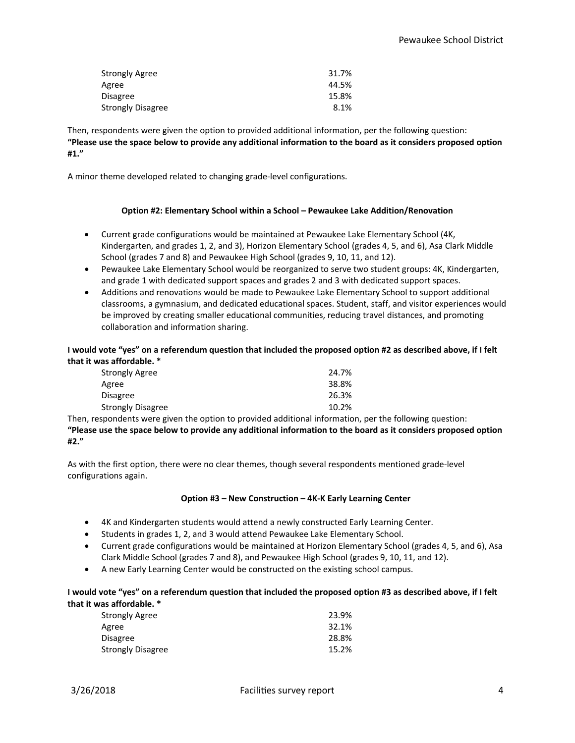| | |
|---|---|
| Strongly Agree | 31.7% |
| Agree | 44.5% |
| Disagree | 15.8% |
| Strongly Disagree | 8.1% |

Then, respondents were given the option to provided additional information, per the following question: **"Please use the space below to provide any additional information to the board as it considers proposed option #1."**

A minor theme developed related to changing grade-level configurations.

### Option #2: Elementary School within a School – Pewaukee Lake Addition/Renovation

- Current grade configurations would be maintained at Pewaukee Lake Elementary School (4K, Kindergarten, and grades 1, 2, and 3), Horizon Elementary School (grades 4, 5, and 6), Asa Clark Middle School (grades 7 and 8) and Pewaukee High School (grades 9, 10, 11, and 12).
- Pewaukee Lake Elementary School would be reorganized to serve two student groups: 4K, Kindergarten, and grade 1 with dedicated support spaces and grades 2 and 3 with dedicated support spaces.
- Additions and renovations would be made to Pewaukee Lake Elementary School to support additional classrooms, a gymnasium, and dedicated educational spaces. Student, staff, and visitor experiences would be improved by creating smaller educational communities, reducing travel distances, and promoting collaboration and information sharing.

**I would vote "yes" on a referendum question that included the proposed option #2 as described above, if I felt that it was affordable. ***

| | |
|---|---|
| Strongly Agree | 24.7% |
| Agree | 38.8% |
| Disagree | 26.3% |
| Strongly Disagree | 10.2% |

Then, respondents were given the option to provided additional information, per the following question: **"Please use the space below to provide any additional information to the board as it considers proposed option #2."**

As with the first option, there were no clear themes, though several respondents mentioned grade-level configurations again.

### Option #3 – New Construction – 4K-K Early Learning Center

- 4K and Kindergarten students would attend a newly constructed Early Learning Center.
- Students in grades 1, 2, and 3 would attend Pewaukee Lake Elementary School.
- Current grade configurations would be maintained at Horizon Elementary School (grades 4, 5, and 6), Asa Clark Middle School (grades 7 and 8), and Pewaukee High School (grades 9, 10, 11, and 12).
- A new Early Learning Center would be constructed on the existing school campus.

**I would vote "yes" on a referendum question that included the proposed option #3 as described above, if I felt that it was affordable. ***

| | |
|---|---|
| Strongly Agree | 23.9% |
| Agree | 32.1% |
| Disagree | 28.8% |
| Strongly Disagree | 15.2% |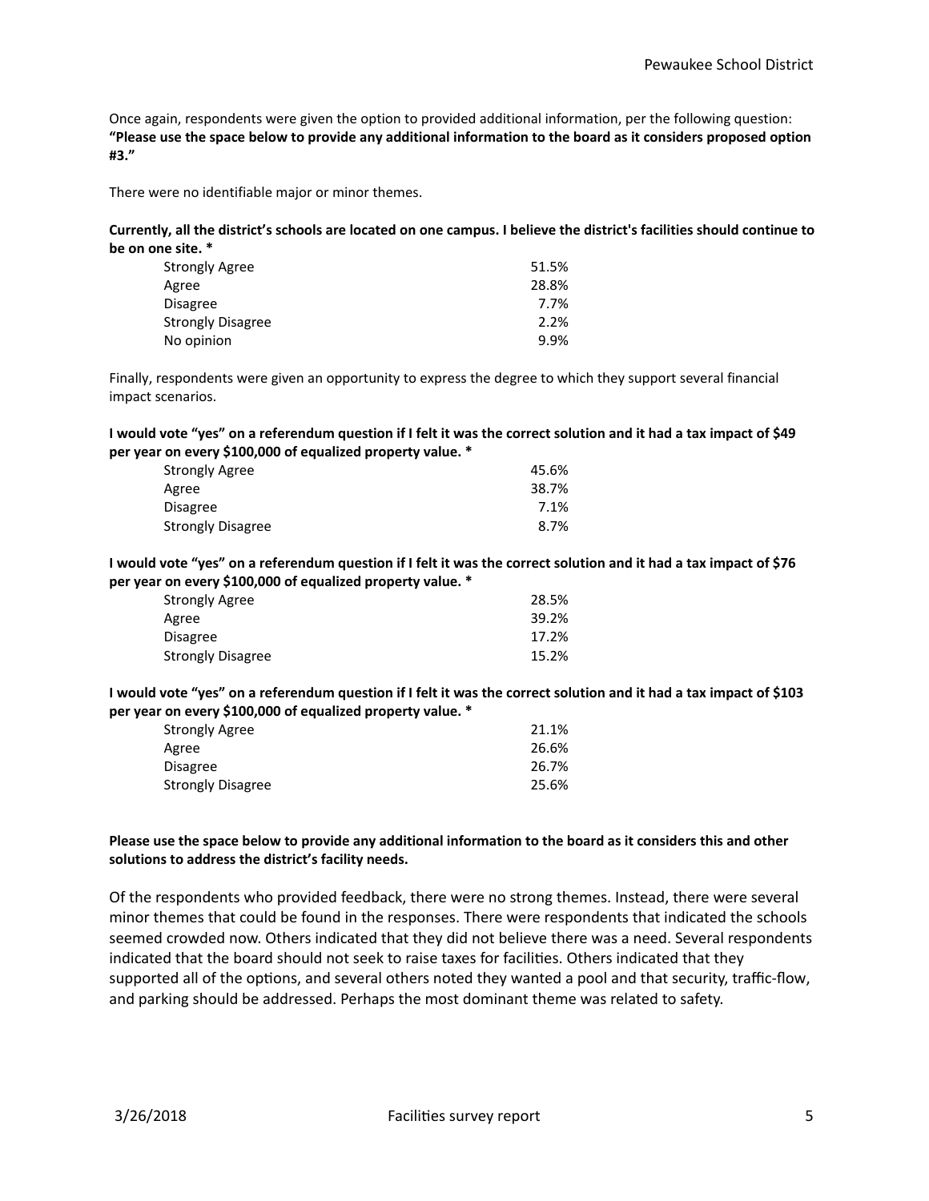Once again, respondents were given the option to provided additional information, per the following question: **"Please use the space below to provide any additional information to the board as it considers proposed option #3."**

There were no identifiable major or minor themes.

**Currently, all the district's schools are located on one campus. I believe the district's facilities should continue to be on one site. \***

| | |
|---|---|
| Strongly Agree | 51.5% |
| Agree | 28.8% |
| Disagree | 7.7% |
| Strongly Disagree | 2.2% |
| No opinion | 9.9% |

Finally, respondents were given an opportunity to express the degree to which they support several financial impact scenarios.

**I would vote "yes" on a referendum question if I felt it was the correct solution and it had a tax impact of $49 per year on every $100,000 of equalized property value. \***

| | |
|---|---|
| Strongly Agree | 45.6% |
| Agree | 38.7% |
| Disagree | 7.1% |
| Strongly Disagree | 8.7% |

**I would vote "yes" on a referendum question if I felt it was the correct solution and it had a tax impact of $76 per year on every $100,000 of equalized property value. \***

| | |
|---|---|
| Strongly Agree | 28.5% |
| Agree | 39.2% |
| Disagree | 17.2% |
| Strongly Disagree | 15.2% |

**I would vote "yes" on a referendum question if I felt it was the correct solution and it had a tax impact of $103 per year on every $100,000 of equalized property value. \***

| | |
|---|---|
| Strongly Agree | 21.1% |
| Agree | 26.6% |
| Disagree | 26.7% |
| Strongly Disagree | 25.6% |

**Please use the space below to provide any additional information to the board as it considers this and other solutions to address the district's facility needs.**

Of the respondents who provided feedback, there were no strong themes. Instead, there were several minor themes that could be found in the responses. There were respondents that indicated the schools seemed crowded now. Others indicated that they did not believe there was a need. Several respondents indicated that the board should not seek to raise taxes for facilities. Others indicated that they supported all of the options, and several others noted they wanted a pool and that security, traffic-flow, and parking should be addressed. Perhaps the most dominant theme was related to safety.